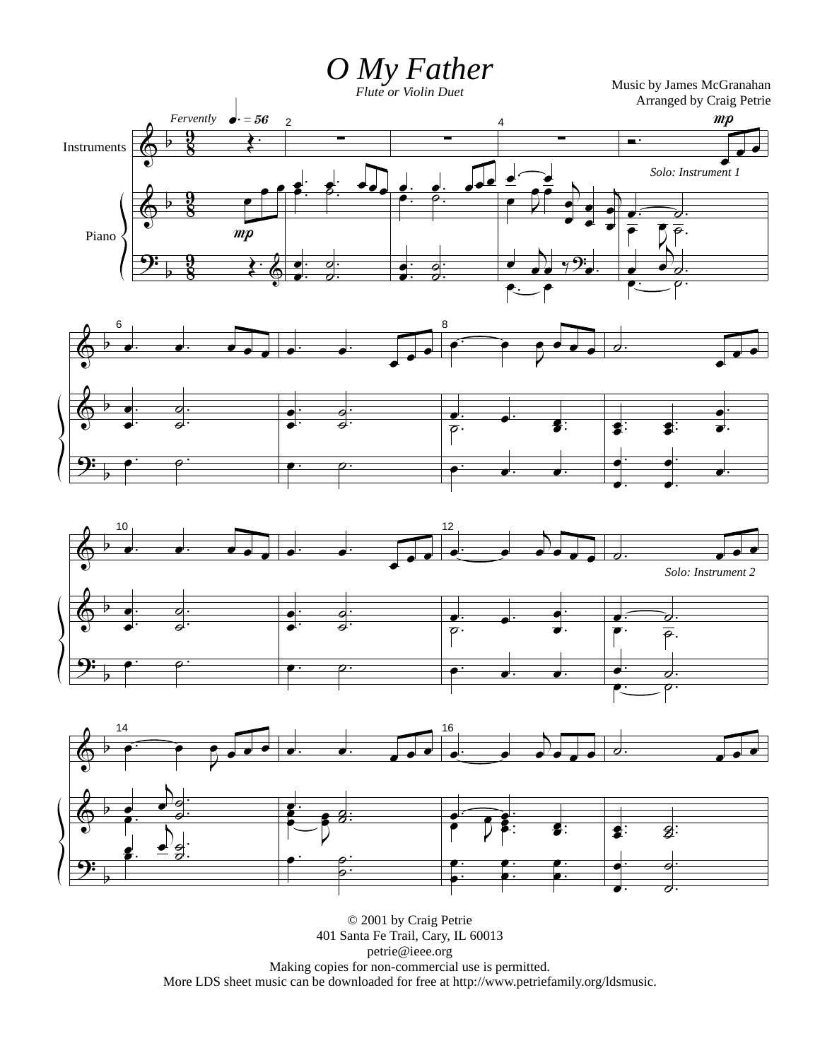# O My Father

*Flute or Violin Duet*

Music by James McGranahan
Arranged by Craig Petrie

© 2001 by Craig Petrie
401 Santa Fe Trail, Cary, IL 60013
petrie@ieee.org
Making copies for non-commercial use is permitted.
More LDS sheet music can be downloaded for free at http://www.petriefamily.org/ldsmusic.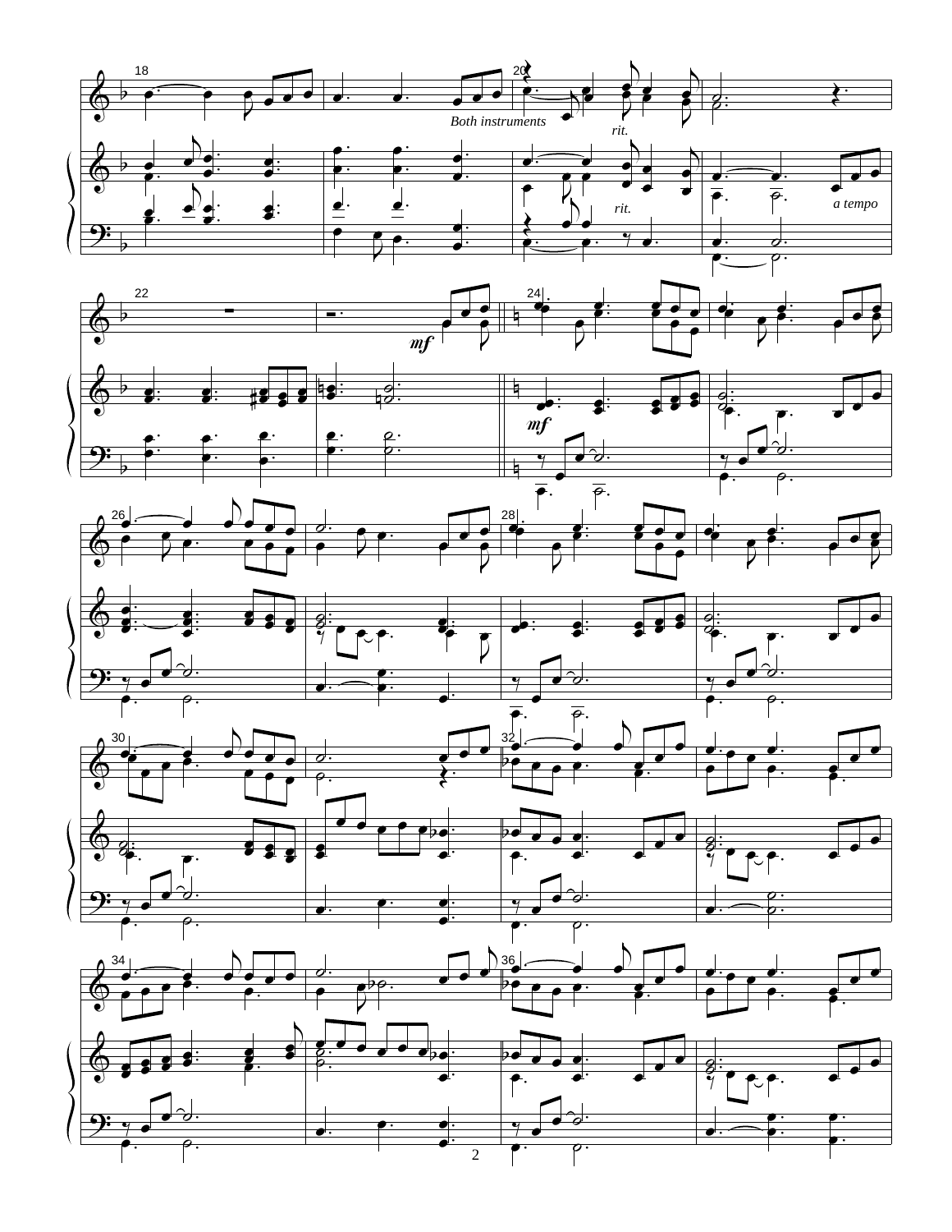Both instruments

rit.

rit.

a tempo

*mf*

*mf*